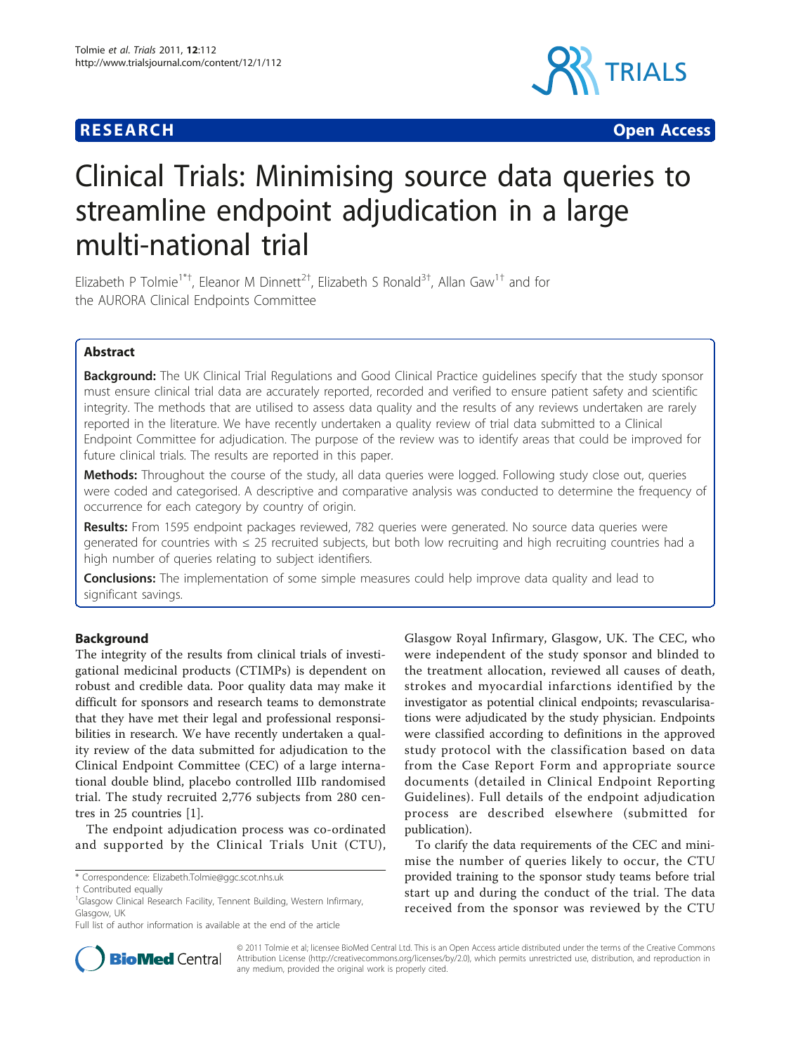**RESEARCH** **Open Access**

# Clinical Trials: Minimising source data queries to streamline endpoint adjudication in a large multi-national trial

Elizabeth P Tolmie[1*†], Eleanor M Dinnett[2†], Elizabeth S Ronald[3†], Allan Gaw[1†] and for the AURORA Clinical Endpoints Committee

## Abstract

**Background:** The UK Clinical Trial Regulations and Good Clinical Practice guidelines specify that the study sponsor must ensure clinical trial data are accurately reported, recorded and verified to ensure patient safety and scientific integrity. The methods that are utilised to assess data quality and the results of any reviews undertaken are rarely reported in the literature. We have recently undertaken a quality review of trial data submitted to a Clinical Endpoint Committee for adjudication. The purpose of the review was to identify areas that could be improved for future clinical trials. The results are reported in this paper.

**Methods:** Throughout the course of the study, all data queries were logged. Following study close out, queries were coded and categorised. A descriptive and comparative analysis was conducted to determine the frequency of occurrence for each category by country of origin.

**Results:** From 1595 endpoint packages reviewed, 782 queries were generated. No source data queries were generated for countries with ≤ 25 recruited subjects, but both low recruiting and high recruiting countries had a high number of queries relating to subject identifiers.

**Conclusions:** The implementation of some simple measures could help improve data quality and lead to significant savings.

## Background

The integrity of the results from clinical trials of investigational medicinal products (CTIMPs) is dependent on robust and credible data. Poor quality data may make it difficult for sponsors and research teams to demonstrate that they have met their legal and professional responsibilities in research. We have recently undertaken a quality review of the data submitted for adjudication to the Clinical Endpoint Committee (CEC) of a large international double blind, placebo controlled IIIb randomised trial. The study recruited 2,776 subjects from 280 centres in 25 countries [1].

The endpoint adjudication process was co-ordinated and supported by the Clinical Trials Unit (CTU), Glasgow Royal Infirmary, Glasgow, UK. The CEC, who were independent of the study sponsor and blinded to the treatment allocation, reviewed all causes of death, strokes and myocardial infarctions identified by the investigator as potential clinical endpoints; revascularisations were adjudicated by the study physician. Endpoints were classified according to definitions in the approved study protocol with the classification based on data from the Case Report Form and appropriate source documents (detailed in Clinical Endpoint Reporting Guidelines). Full details of the endpoint adjudication process are described elsewhere (submitted for publication).

To clarify the data requirements of the CEC and minimise the number of queries likely to occur, the CTU provided training to the sponsor study teams before trial start up and during the conduct of the trial. The data received from the sponsor was reviewed by the CTU

\* Correspondence: Elizabeth.Tolmie@ggc.scot.nhs.uk
† Contributed equally
[1]Glasgow Clinical Research Facility, Tennent Building, Western Infirmary, Glasgow, UK
Full list of author information is available at the end of the article

© 2011 Tolmie et al; licensee BioMed Central Ltd. This is an Open Access article distributed under the terms of the Creative Commons Attribution License (http://creativecommons.org/licenses/by/2.0), which permits unrestricted use, distribution, and reproduction in any medium, provided the original work is properly cited.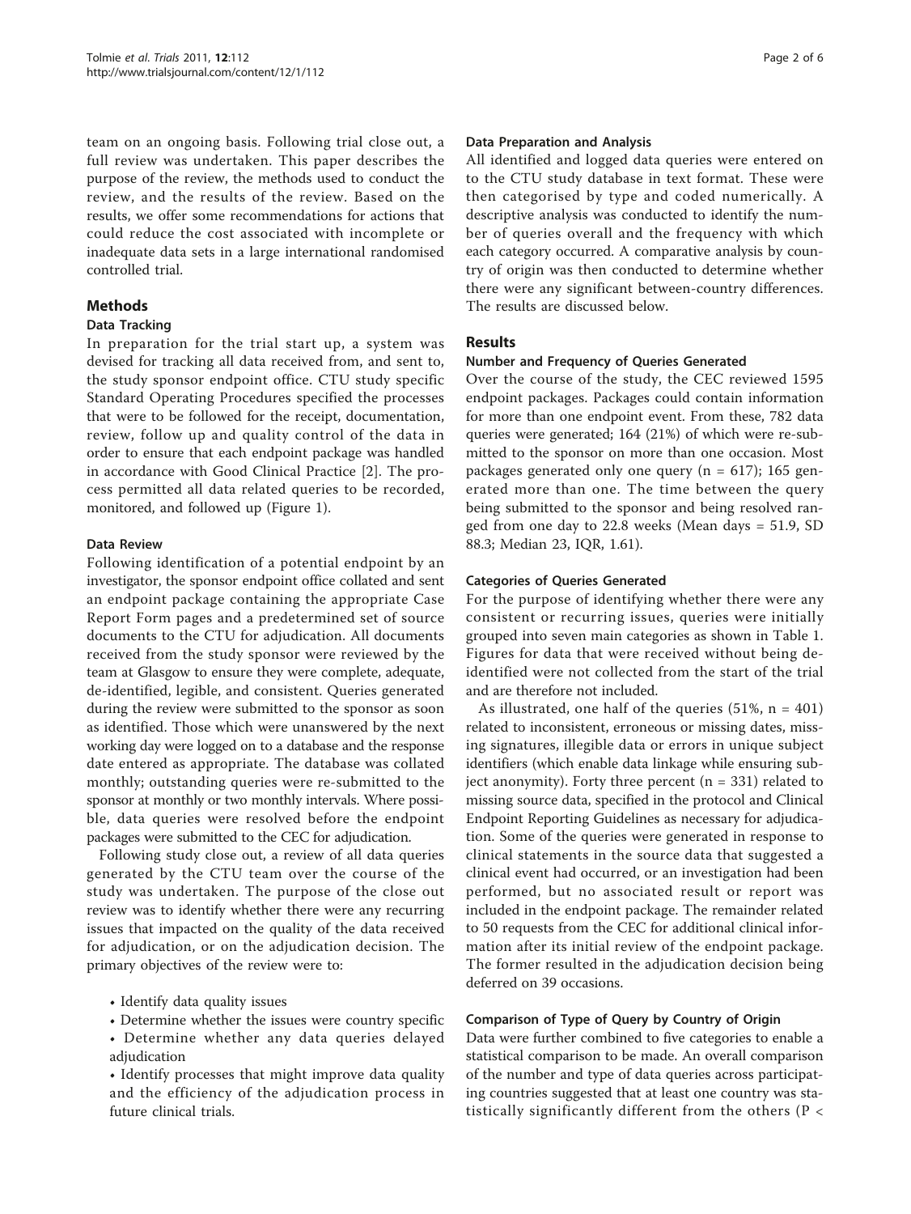team on an ongoing basis. Following trial close out, a full review was undertaken. This paper describes the purpose of the review, the methods used to conduct the review, and the results of the review. Based on the results, we offer some recommendations for actions that could reduce the cost associated with incomplete or inadequate data sets in a large international randomised controlled trial.

## Methods

### Data Tracking

In preparation for the trial start up, a system was devised for tracking all data received from, and sent to, the study sponsor endpoint office. CTU study specific Standard Operating Procedures specified the processes that were to be followed for the receipt, documentation, review, follow up and quality control of the data in order to ensure that each endpoint package was handled in accordance with Good Clinical Practice [2]. The process permitted all data related queries to be recorded, monitored, and followed up (Figure 1).

### Data Review

Following identification of a potential endpoint by an investigator, the sponsor endpoint office collated and sent an endpoint package containing the appropriate Case Report Form pages and a predetermined set of source documents to the CTU for adjudication. All documents received from the study sponsor were reviewed by the team at Glasgow to ensure they were complete, adequate, de-identified, legible, and consistent. Queries generated during the review were submitted to the sponsor as soon as identified. Those which were unanswered by the next working day were logged on to a database and the response date entered as appropriate. The database was collated monthly; outstanding queries were re-submitted to the sponsor at monthly or two monthly intervals. Where possible, data queries were resolved before the endpoint packages were submitted to the CEC for adjudication.

Following study close out, a review of all data queries generated by the CTU team over the course of the study was undertaken. The purpose of the close out review was to identify whether there were any recurring issues that impacted on the quality of the data received for adjudication, or on the adjudication decision. The primary objectives of the review were to:

- Identify data quality issues
- Determine whether the issues were country specific
- Determine whether any data queries delayed adjudication
- Identify processes that might improve data quality and the efficiency of the adjudication process in future clinical trials.

### Data Preparation and Analysis

All identified and logged data queries were entered on to the CTU study database in text format. These were then categorised by type and coded numerically. A descriptive analysis was conducted to identify the number of queries overall and the frequency with which each category occurred. A comparative analysis by country of origin was then conducted to determine whether there were any significant between-country differences. The results are discussed below.

## Results

### Number and Frequency of Queries Generated

Over the course of the study, the CEC reviewed 1595 endpoint packages. Packages could contain information for more than one endpoint event. From these, 782 data queries were generated; 164 (21%) of which were re-submitted to the sponsor on more than one occasion. Most packages generated only one query (n = 617); 165 generated more than one. The time between the query being submitted to the sponsor and being resolved ranged from one day to 22.8 weeks (Mean days = 51.9, SD 88.3; Median 23, IQR, 1.61).

### Categories of Queries Generated

For the purpose of identifying whether there were any consistent or recurring issues, queries were initially grouped into seven main categories as shown in Table 1. Figures for data that were received without being de-identified were not collected from the start of the trial and are therefore not included.

As illustrated, one half of the queries (51%, n = 401) related to inconsistent, erroneous or missing dates, missing signatures, illegible data or errors in unique subject identifiers (which enable data linkage while ensuring subject anonymity). Forty three percent (n = 331) related to missing source data, specified in the protocol and Clinical Endpoint Reporting Guidelines as necessary for adjudication. Some of the queries were generated in response to clinical statements in the source data that suggested a clinical event had occurred, or an investigation had been performed, but no associated result or report was included in the endpoint package. The remainder related to 50 requests from the CEC for additional clinical information after its initial review of the endpoint package. The former resulted in the adjudication decision being deferred on 39 occasions.

### Comparison of Type of Query by Country of Origin

Data were further combined to five categories to enable a statistical comparison to be made. An overall comparison of the number and type of data queries across participating countries suggested that at least one country was statistically significantly different from the others (P <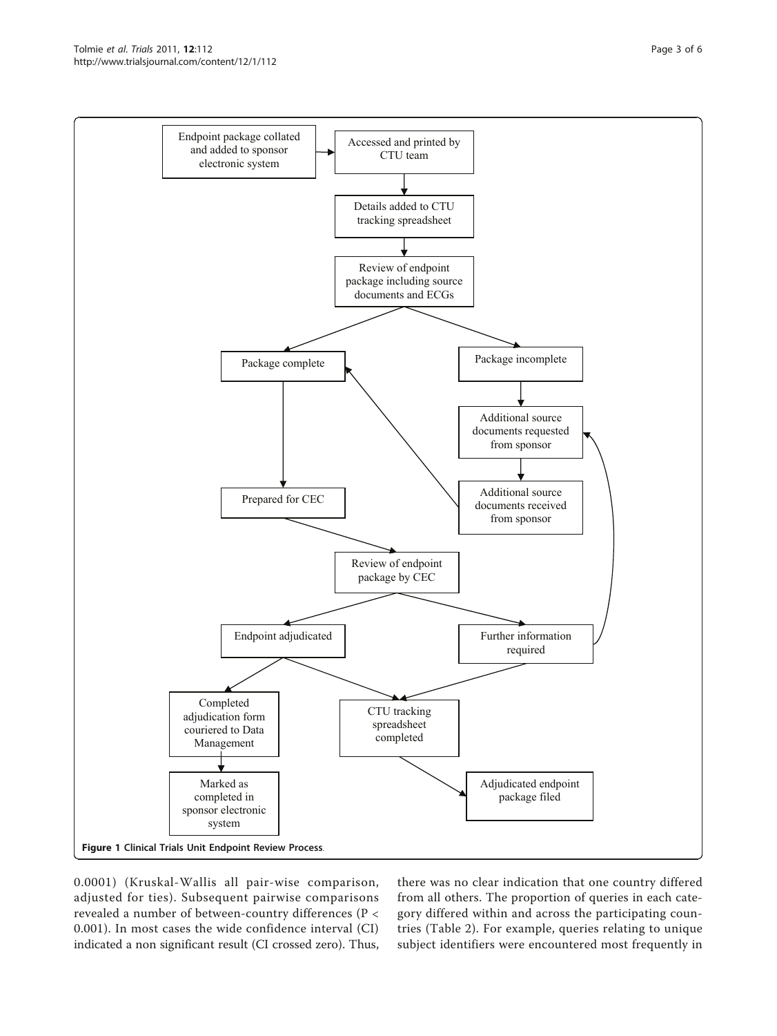**Figure 1 Clinical Trials Unit Endpoint Review Process**.

0.0001) (Kruskal-Wallis all pair-wise comparison, adjusted for ties). Subsequent pairwise comparisons revealed a number of between-country differences ($P < 0.001$). In most cases the wide confidence interval (CI) indicated a non significant result (CI crossed zero). Thus, there was no clear indication that one country differed from all others. The proportion of queries in each category differed within and across the participating countries (Table 2). For example, queries relating to unique subject identifiers were encountered most frequently in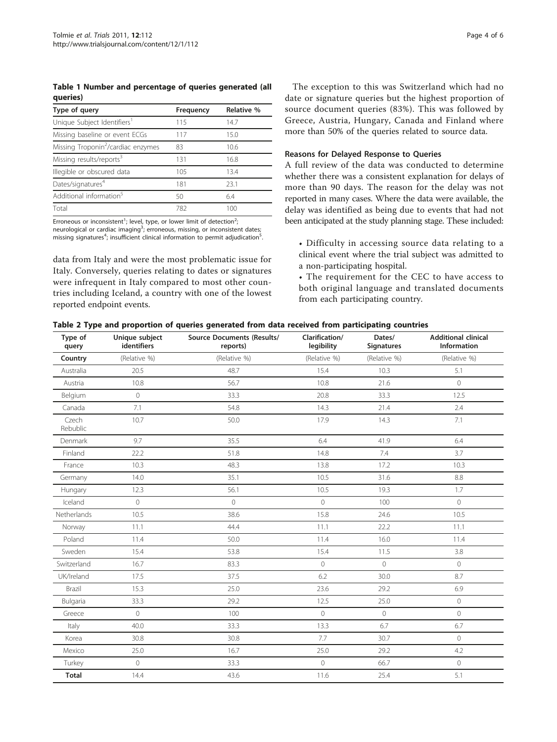**Table 1 Number and percentage of queries generated (all queries)**

| Type of query | Frequency | Relative % |
|---|---|---|
| Unique Subject Identifiers[1] | 115 | 14.7 |
| Missing baseline or event ECGs | 117 | 15.0 |
| Missing Troponin[2]/cardiac enzymes | 83 | 10.6 |
| Missing results/reports[3] | 131 | 16.8 |
| Illegible or obscured data | 105 | 13.4 |
| Dates/signatures[4] | 181 | 23.1 |
| Additional information[5] | 50 | 6.4 |
| Total | 782 | 100 |

Erroneous or inconsistent[1]; level, type, or lower limit of detection[2]; neurological or cardiac imaging[3]; erroneous, missing, or inconsistent dates; missing signatures[4]; insufficient clinical information to permit adjudication[5].

data from Italy and were the most problematic issue for Italy. Conversely, queries relating to dates or signatures were infrequent in Italy compared to most other countries including Iceland, a country with one of the lowest reported endpoint events.

The exception to this was Switzerland which had no date or signature queries but the highest proportion of source document queries (83%). This was followed by Greece, Austria, Hungary, Canada and Finland where more than 50% of the queries related to source data.

### Reasons for Delayed Response to Queries

A full review of the data was conducted to determine whether there was a consistent explanation for delays of more than 90 days. The reason for the delay was not reported in many cases. Where the data were available, the delay was identified as being due to events that had not been anticipated at the study planning stage. These included:

- Difficulty in accessing source data relating to a clinical event where the trial subject was admitted to a non-participating hospital.
- The requirement for the CEC to have access to both original language and translated documents from each participating country.

**Table 2 Type and proportion of queries generated from data received from participating countries**

| Type of query | Unique subject identifiers | Source Documents (Results/ reports) | Clarification/ legibility | Dates/ Signatures | Additional clinical Information |
|---|---|---|---|---|---|
| **Country** | (Relative %) | (Relative %) | (Relative %) | (Relative %) | (Relative %) |
| Australia | 20.5 | 48.7 | 15.4 | 10.3 | 5.1 |
| Austria | 10.8 | 56.7 | 10.8 | 21.6 | 0 |
| Belgium | 0 | 33.3 | 20.8 | 33.3 | 12.5 |
| Canada | 7.1 | 54.8 | 14.3 | 21.4 | 2.4 |
| Czech Rebublic | 10.7 | 50.0 | 17.9 | 14.3 | 7.1 |
| Denmark | 9.7 | 35.5 | 6.4 | 41.9 | 6.4 |
| Finland | 22.2 | 51.8 | 14.8 | 7.4 | 3.7 |
| France | 10.3 | 48.3 | 13.8 | 17.2 | 10.3 |
| Germany | 14.0 | 35.1 | 10.5 | 31.6 | 8.8 |
| Hungary | 12.3 | 56.1 | 10.5 | 19.3 | 1.7 |
| Iceland | 0 | 0 | 0 | 100 | 0 |
| Netherlands | 10.5 | 38.6 | 15.8 | 24.6 | 10.5 |
| Norway | 11.1 | 44.4 | 11.1 | 22.2 | 11.1 |
| Poland | 11.4 | 50.0 | 11.4 | 16.0 | 11.4 |
| Sweden | 15.4 | 53.8 | 15.4 | 11.5 | 3.8 |
| Switzerland | 16.7 | 83.3 | 0 | 0 | 0 |
| UK/Ireland | 17.5 | 37.5 | 6.2 | 30.0 | 8.7 |
| Brazil | 15.3 | 25.0 | 23.6 | 29.2 | 6.9 |
| Bulgaria | 33.3 | 29.2 | 12.5 | 25.0 | 0 |
| Greece | 0 | 100 | 0 | 0 | 0 |
| Italy | 40.0 | 33.3 | 13.3 | 6.7 | 6.7 |
| Korea | 30.8 | 30.8 | 7.7 | 30.7 | 0 |
| Mexico | 25.0 | 16.7 | 25.0 | 29.2 | 4.2 |
| Turkey | 0 | 33.3 | 0 | 66.7 | 0 |
| **Total** | 14.4 | 43.6 | 11.6 | 25.4 | 5.1 |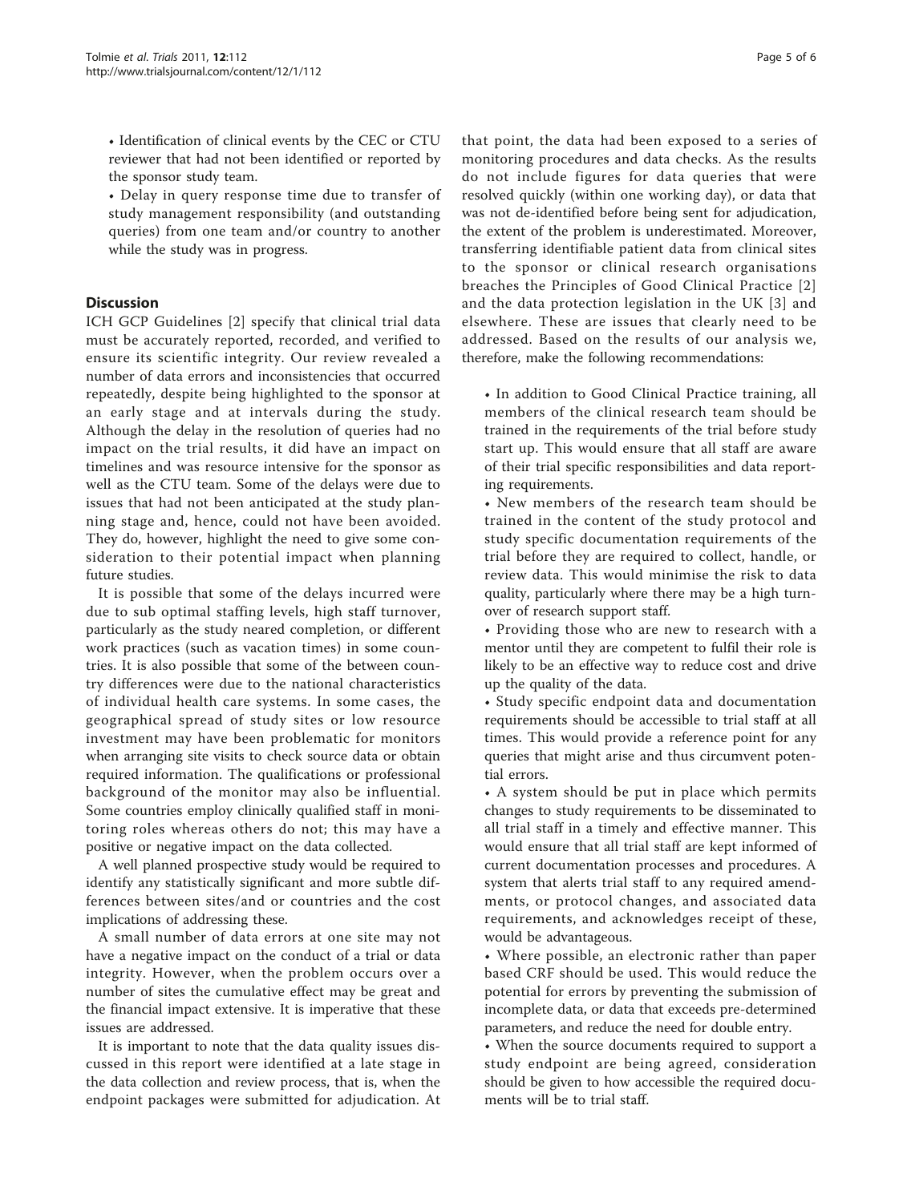- Identification of clinical events by the CEC or CTU reviewer that had not been identified or reported by the sponsor study team.
- Delay in query response time due to transfer of study management responsibility (and outstanding queries) from one team and/or country to another while the study was in progress.

## Discussion

ICH GCP Guidelines [2] specify that clinical trial data must be accurately reported, recorded, and verified to ensure its scientific integrity. Our review revealed a number of data errors and inconsistencies that occurred repeatedly, despite being highlighted to the sponsor at an early stage and at intervals during the study. Although the delay in the resolution of queries had no impact on the trial results, it did have an impact on timelines and was resource intensive for the sponsor as well as the CTU team. Some of the delays were due to issues that had not been anticipated at the study planning stage and, hence, could not have been avoided. They do, however, highlight the need to give some consideration to their potential impact when planning future studies.

It is possible that some of the delays incurred were due to sub optimal staffing levels, high staff turnover, particularly as the study neared completion, or different work practices (such as vacation times) in some countries. It is also possible that some of the between country differences were due to the national characteristics of individual health care systems. In some cases, the geographical spread of study sites or low resource investment may have been problematic for monitors when arranging site visits to check source data or obtain required information. The qualifications or professional background of the monitor may also be influential. Some countries employ clinically qualified staff in monitoring roles whereas others do not; this may have a positive or negative impact on the data collected.

A well planned prospective study would be required to identify any statistically significant and more subtle differences between sites/and or countries and the cost implications of addressing these.

A small number of data errors at one site may not have a negative impact on the conduct of a trial or data integrity. However, when the problem occurs over a number of sites the cumulative effect may be great and the financial impact extensive. It is imperative that these issues are addressed.

It is important to note that the data quality issues discussed in this report were identified at a late stage in the data collection and review process, that is, when the endpoint packages were submitted for adjudication. At that point, the data had been exposed to a series of monitoring procedures and data checks. As the results do not include figures for data queries that were resolved quickly (within one working day), or data that was not de-identified before being sent for adjudication, the extent of the problem is underestimated. Moreover, transferring identifiable patient data from clinical sites to the sponsor or clinical research organisations breaches the Principles of Good Clinical Practice [2] and the data protection legislation in the UK [3] and elsewhere. These are issues that clearly need to be addressed. Based on the results of our analysis we, therefore, make the following recommendations:

- In addition to Good Clinical Practice training, all members of the clinical research team should be trained in the requirements of the trial before study start up. This would ensure that all staff are aware of their trial specific responsibilities and data reporting requirements.
- New members of the research team should be trained in the content of the study protocol and study specific documentation requirements of the trial before they are required to collect, handle, or review data. This would minimise the risk to data quality, particularly where there may be a high turnover of research support staff.
- Providing those who are new to research with a mentor until they are competent to fulfil their role is likely to be an effective way to reduce cost and drive up the quality of the data.
- Study specific endpoint data and documentation requirements should be accessible to trial staff at all times. This would provide a reference point for any queries that might arise and thus circumvent potential errors.
- A system should be put in place which permits changes to study requirements to be disseminated to all trial staff in a timely and effective manner. This would ensure that all trial staff are kept informed of current documentation processes and procedures. A system that alerts trial staff to any required amendments, or protocol changes, and associated data requirements, and acknowledges receipt of these, would be advantageous.
- Where possible, an electronic rather than paper based CRF should be used. This would reduce the potential for errors by preventing the submission of incomplete data, or data that exceeds pre-determined parameters, and reduce the need for double entry.
- When the source documents required to support a study endpoint are being agreed, consideration should be given to how accessible the required documents will be to trial staff.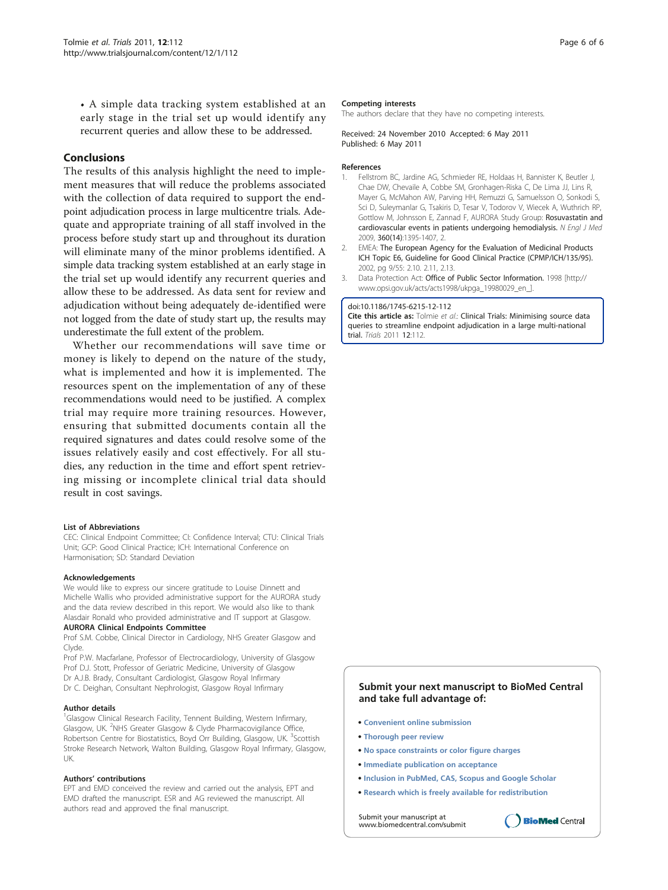- A simple data tracking system established at an early stage in the trial set up would identify any recurrent queries and allow these to be addressed.

## Conclusions

The results of this analysis highlight the need to implement measures that will reduce the problems associated with the collection of data required to support the endpoint adjudication process in large multicentre trials. Adequate and appropriate training of all staff involved in the process before study start up and throughout its duration will eliminate many of the minor problems identified. A simple data tracking system established at an early stage in the trial set up would identify any recurrent queries and allow these to be addressed. As data sent for review and adjudication without being adequately de-identified were not logged from the date of study start up, the results may underestimate the full extent of the problem.

Whether our recommendations will save time or money is likely to depend on the nature of the study, what is implemented and how it is implemented. The resources spent on the implementation of any of these recommendations would need to be justified. A complex trial may require more training resources. However, ensuring that submitted documents contain all the required signatures and dates could resolve some of the issues relatively easily and cost effectively. For all studies, any reduction in the time and effort spent retrieving missing or incomplete clinical trial data should result in cost savings.

### List of Abbreviations

CEC: Clinical Endpoint Committee; CI: Confidence Interval; CTU: Clinical Trials Unit; GCP: Good Clinical Practice; ICH: International Conference on Harmonisation; SD: Standard Deviation

### Acknowledgements

We would like to express our sincere gratitude to Louise Dinnett and Michelle Wallis who provided administrative support for the AURORA study and the data review described in this report. We would also like to thank Alasdair Ronald who provided administrative and IT support at Glasgow.

**AURORA Clinical Endpoints Committee**

Prof S.M. Cobbe, Clinical Director in Cardiology, NHS Greater Glasgow and Clyde.

Prof P.W. Macfarlane, Professor of Electrocardiology, University of Glasgow

Prof D.J. Stott, Professor of Geriatric Medicine, University of Glasgow

Dr A.J.B. Brady, Consultant Cardiologist, Glasgow Royal Infirmary

Dr C. Deighan, Consultant Nephrologist, Glasgow Royal Infirmary

### Author details

[1]Glasgow Clinical Research Facility, Tennent Building, Western Infirmary, Glasgow, UK. [2]NHS Greater Glasgow & Clyde Pharmacovigilance Office, Robertson Centre for Biostatistics, Boyd Orr Building, Glasgow, UK. [3]Scottish Stroke Research Network, Walton Building, Glasgow Royal Infirmary, Glasgow, UK.

### Authors' contributions

EPT and EMD conceived the review and carried out the analysis, EPT and EMD drafted the manuscript. ESR and AG reviewed the manuscript. All authors read and approved the final manuscript.

### Competing interests

The authors declare that they have no competing interests.

Received: 24 November 2010 Accepted: 6 May 2011
Published: 6 May 2011

### References

1. Fellstrom BC, Jardine AG, Schmieder RE, Holdaas H, Bannister K, Beutler J, Chae DW, Chevaile A, Cobbe SM, Gronhagen-Riska C, De Lima JJ, Lins R, Mayer G, McMahon AW, Parving HH, Remuzzi G, Samuelsson O, Sonkodi S, Sci D, Suleymanlar G, Tsakiris D, Tesar V, Todorov V, Wiecek A, Wuthrich RP, Gottlow M, Johnsson E, Zannad F, AURORA Study Group: **Rosuvastatin and cardiovascular events in patients undergoing hemodialysis.** *N Engl J Med* 2009, **360(14)**:1395-1407, 2.
2. EMEA: **The European Agency for the Evaluation of Medicinal Products ICH Topic E6, Guideline for Good Clinical Practice (CPMP/ICH/135/95).** 2002, pg 9/55: 2.10. 2.11, 2.13.
3. Data Protection Act: **Office of Public Sector Information.** 1998 [http://www.opsi.gov.uk/acts/acts1998/ukpga_19980029_en_].

doi:10.1186/1745-6215-12-112
**Cite this article as:** Tolmie *et al.*: Clinical Trials: Minimising source data queries to streamline endpoint adjudication in a large multi-national trial. *Trials* 2011 **12**:112.

**Submit your next manuscript to BioMed Central and take full advantage of:**

- Convenient online submission
- Thorough peer review
- No space constraints or color figure charges
- Immediate publication on acceptance
- Inclusion in PubMed, CAS, Scopus and Google Scholar
- Research which is freely available for redistribution

Submit your manuscript at www.biomedcentral.com/submit